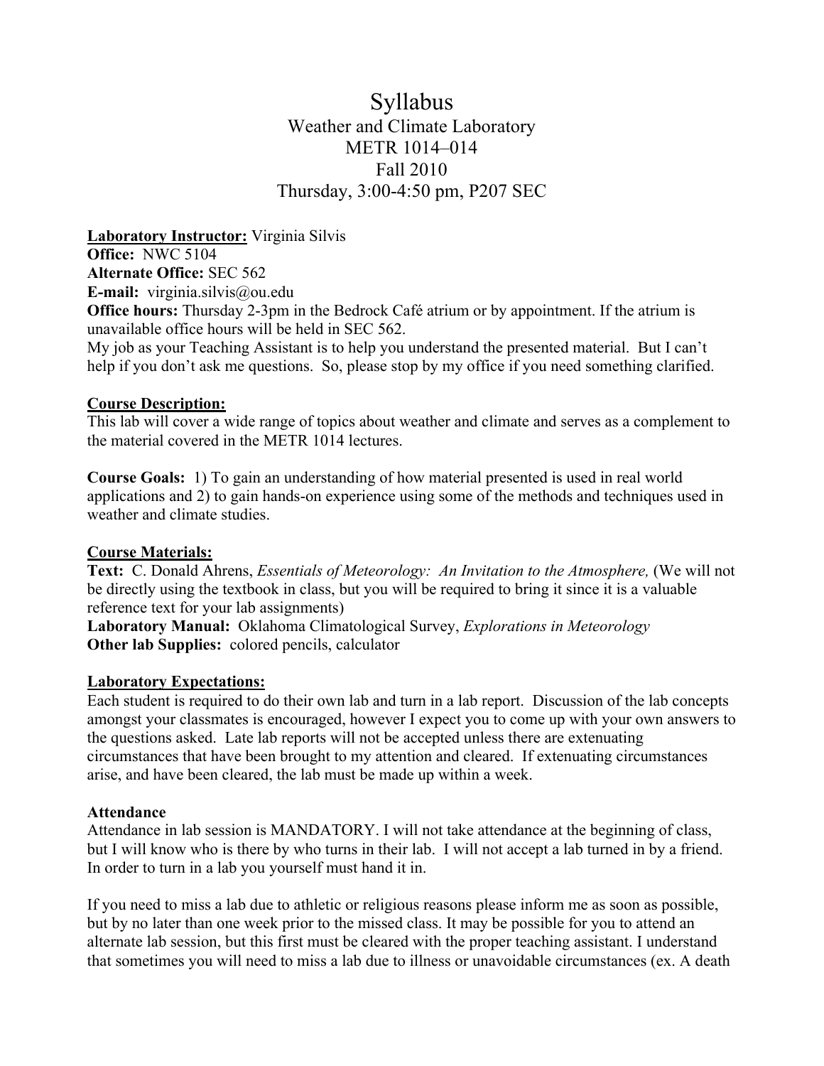# Syllabus

## Weather and Climate Laboratory
## METR 1014–014
## Fall 2010
## Thursday, 3:00-4:50 pm, P207 SEC

**Laboratory Instructor:** Virginia Silvis
**Office:** NWC 5104
**Alternate Office:** SEC 562
**E-mail:** virginia.silvis@ou.edu
**Office hours:** Thursday 2-3pm in the Bedrock Café atrium or by appointment. If the atrium is unavailable office hours will be held in SEC 562.
My job as your Teaching Assistant is to help you understand the presented material. But I can't help if you don't ask me questions. So, please stop by my office if you need something clarified.

**Course Description:**
This lab will cover a wide range of topics about weather and climate and serves as a complement to the material covered in the METR 1014 lectures.

**Course Goals:** 1) To gain an understanding of how material presented is used in real world applications and 2) to gain hands-on experience using some of the methods and techniques used in weather and climate studies.

**Course Materials:**
**Text:** C. Donald Ahrens, *Essentials of Meteorology: An Invitation to the Atmosphere,* (We will not be directly using the textbook in class, but you will be required to bring it since it is a valuable reference text for your lab assignments)
**Laboratory Manual:** Oklahoma Climatological Survey, *Explorations in Meteorology*
**Other lab Supplies:** colored pencils, calculator

**Laboratory Expectations:**
Each student is required to do their own lab and turn in a lab report. Discussion of the lab concepts amongst your classmates is encouraged, however I expect you to come up with your own answers to the questions asked. Late lab reports will not be accepted unless there are extenuating circumstances that have been brought to my attention and cleared. If extenuating circumstances arise, and have been cleared, the lab must be made up within a week.

**Attendance**
Attendance in lab session is MANDATORY. I will not take attendance at the beginning of class, but I will know who is there by who turns in their lab. I will not accept a lab turned in by a friend. In order to turn in a lab you yourself must hand it in.

If you need to miss a lab due to athletic or religious reasons please inform me as soon as possible, but by no later than one week prior to the missed class. It may be possible for you to attend an alternate lab session, but this first must be cleared with the proper teaching assistant. I understand that sometimes you will need to miss a lab due to illness or unavoidable circumstances (ex. A death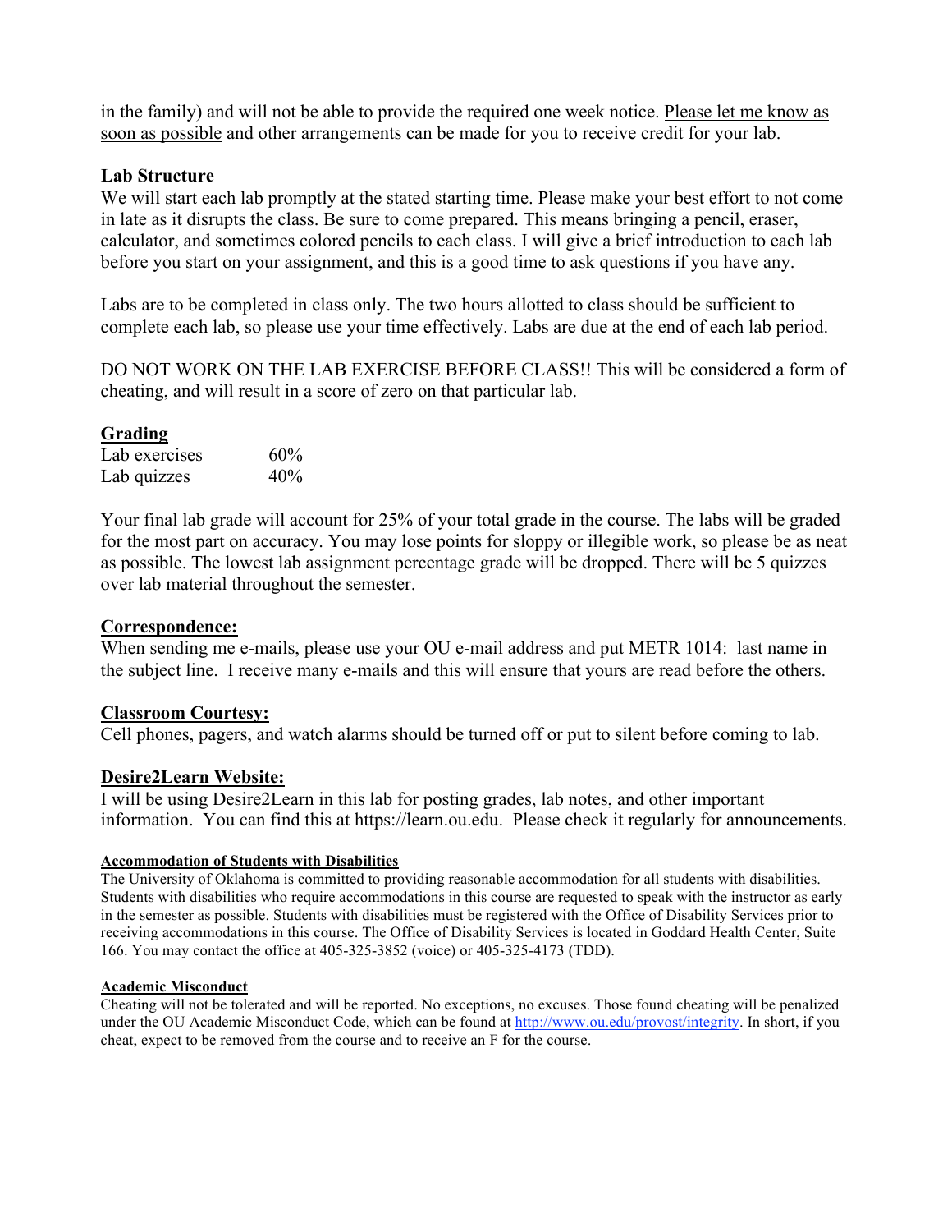in the family) and will not be able to provide the required one week notice. Please let me know as soon as possible and other arrangements can be made for you to receive credit for your lab.

**Lab Structure**

We will start each lab promptly at the stated starting time. Please make your best effort to not come in late as it disrupts the class. Be sure to come prepared. This means bringing a pencil, eraser, calculator, and sometimes colored pencils to each class. I will give a brief introduction to each lab before you start on your assignment, and this is a good time to ask questions if you have any.

Labs are to be completed in class only. The two hours allotted to class should be sufficient to complete each lab, so please use your time effectively. Labs are due at the end of each lab period.

DO NOT WORK ON THE LAB EXERCISE BEFORE CLASS!! This will be considered a form of cheating, and will result in a score of zero on that particular lab.

**Grading**

| Lab exercises | 60% |
|---|---|
| Lab quizzes | 40% |

Your final lab grade will account for 25% of your total grade in the course. The labs will be graded for the most part on accuracy. You may lose points for sloppy or illegible work, so please be as neat as possible. The lowest lab assignment percentage grade will be dropped. There will be 5 quizzes over lab material throughout the semester.

**Correspondence:**

When sending me e-mails, please use your OU e-mail address and put METR 1014: last name in the subject line. I receive many e-mails and this will ensure that yours are read before the others.

**Classroom Courtesy:**

Cell phones, pagers, and watch alarms should be turned off or put to silent before coming to lab.

**Desire2Learn Website:**

I will be using Desire2Learn in this lab for posting grades, lab notes, and other important information. You can find this at https://learn.ou.edu. Please check it regularly for announcements.

**Accommodation of Students with Disabilities**

The University of Oklahoma is committed to providing reasonable accommodation for all students with disabilities. Students with disabilities who require accommodations in this course are requested to speak with the instructor as early in the semester as possible. Students with disabilities must be registered with the Office of Disability Services prior to receiving accommodations in this course. The Office of Disability Services is located in Goddard Health Center, Suite 166. You may contact the office at 405-325-3852 (voice) or 405-325-4173 (TDD).

**Academic Misconduct**

Cheating will not be tolerated and will be reported. No exceptions, no excuses. Those found cheating will be penalized under the OU Academic Misconduct Code, which can be found at http://www.ou.edu/provost/integrity. In short, if you cheat, expect to be removed from the course and to receive an F for the course.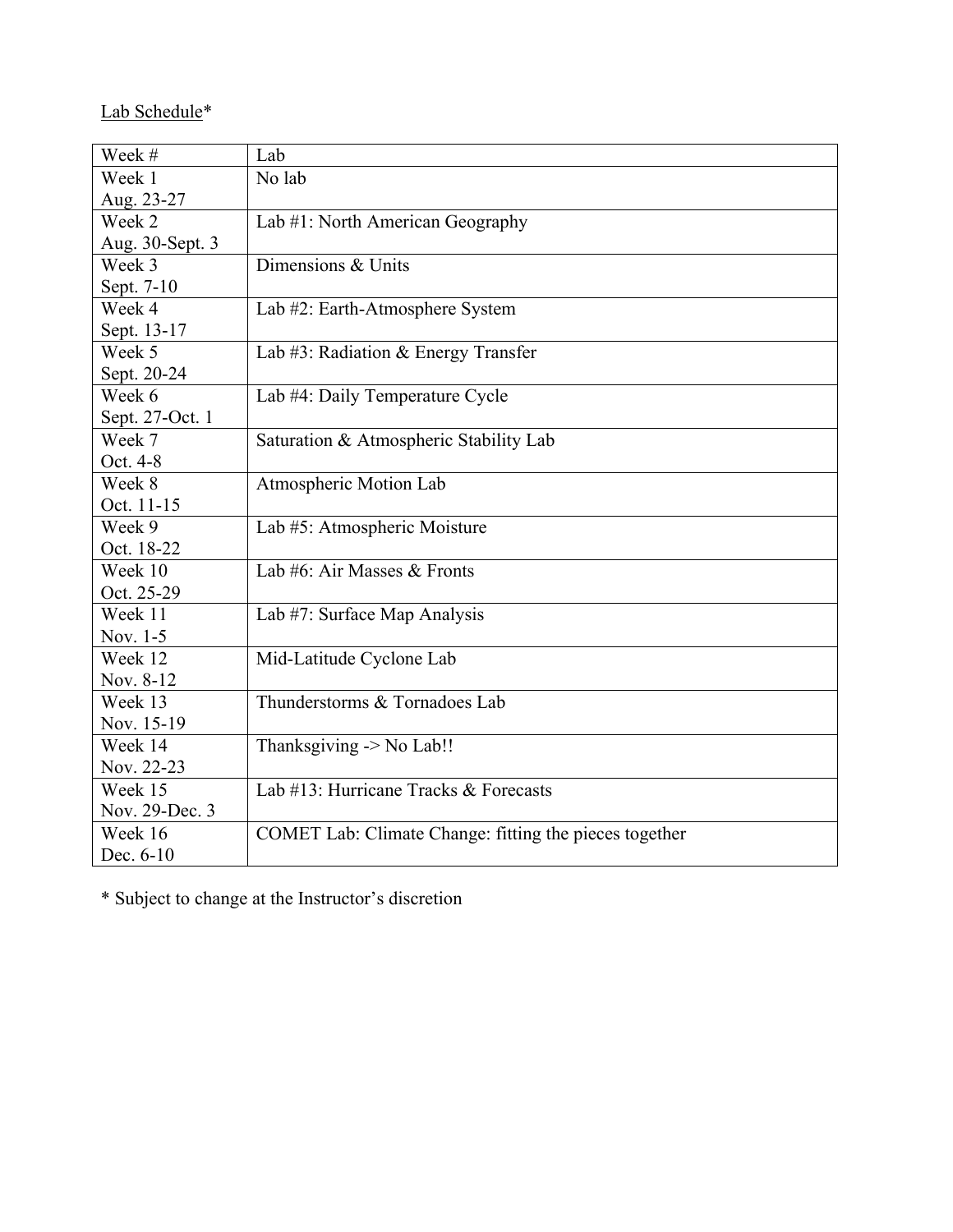<u>Lab Schedule</u>*

| Week # | Lab |
| --- | --- |
| Week 1<br>Aug. 23-27 | No lab |
| Week 2<br>Aug. 30-Sept. 3 | Lab #1: North American Geography |
| Week 3<br>Sept. 7-10 | Dimensions & Units |
| Week 4<br>Sept. 13-17 | Lab #2: Earth-Atmosphere System |
| Week 5<br>Sept. 20-24 | Lab #3: Radiation & Energy Transfer |
| Week 6<br>Sept. 27-Oct. 1 | Lab #4: Daily Temperature Cycle |
| Week 7<br>Oct. 4-8 | Saturation & Atmospheric Stability Lab |
| Week 8<br>Oct. 11-15 | Atmospheric Motion Lab |
| Week 9<br>Oct. 18-22 | Lab #5: Atmospheric Moisture |
| Week 10<br>Oct. 25-29 | Lab #6: Air Masses & Fronts |
| Week 11<br>Nov. 1-5 | Lab #7: Surface Map Analysis |
| Week 12<br>Nov. 8-12 | Mid-Latitude Cyclone Lab |
| Week 13<br>Nov. 15-19 | Thunderstorms & Tornadoes Lab |
| Week 14<br>Nov. 22-23 | Thanksgiving -> No Lab!! |
| Week 15<br>Nov. 29-Dec. 3 | Lab #13: Hurricane Tracks & Forecasts |
| Week 16<br>Dec. 6-10 | COMET Lab: Climate Change: fitting the pieces together |

* Subject to change at the Instructor's discretion